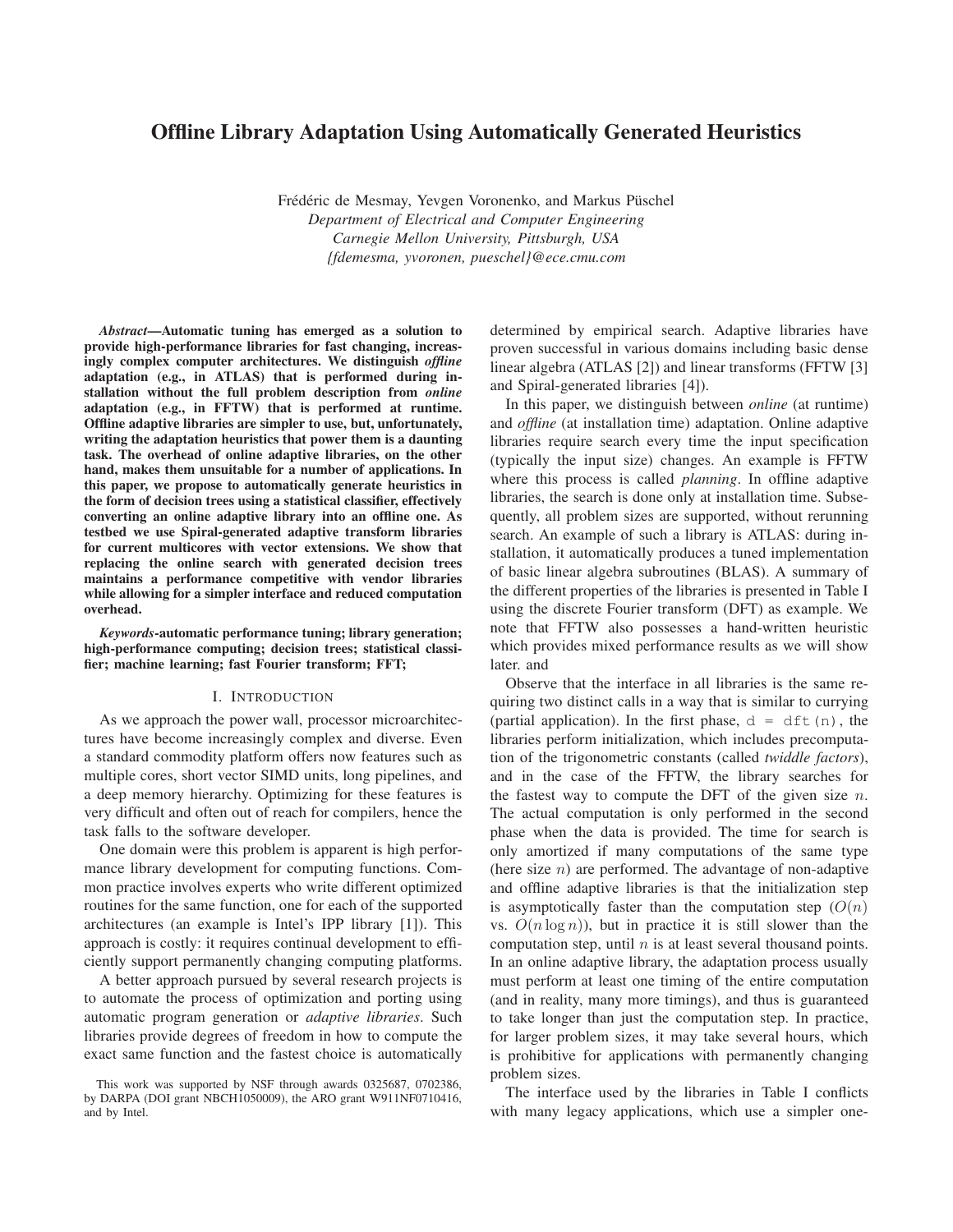# Offline Library Adaptation Using Automatically Generated Heuristics

Frédéric de Mesmay, Yevgen Voronenko, and Markus Püschel
*Department of Electrical and Computer Engineering*
*Carnegie Mellon University, Pittsburgh, USA*
*{fdemesma, yvoronen, pueschel}@ece.cmu.com*

***Abstract*—Automatic tuning has emerged as a solution to provide high-performance libraries for fast changing, increasingly complex computer architectures. We distinguish *offline* adaptation (e.g., in ATLAS) that is performed during installation without the full problem description from *online* adaptation (e.g., in FFTW) that is performed at runtime. Offline adaptive libraries are simpler to use, but, unfortunately, writing the adaptation heuristics that power them is a daunting task. The overhead of online adaptive libraries, on the other hand, makes them unsuitable for a number of applications. In this paper, we propose to automatically generate heuristics in the form of decision trees using a statistical classifier, effectively converting an online adaptive library into an offline one. As testbed we use Spiral-generated adaptive transform libraries for current multicores with vector extensions. We show that replacing the online search with generated decision trees maintains a performance competitive with vendor libraries while allowing for a simpler interface and reduced computation overhead.**

***Keywords*-automatic performance tuning; library generation; high-performance computing; decision trees; statistical classifier; machine learning; fast Fourier transform; FFT;**

## I. Introduction

As we approach the power wall, processor microarchitectures have become increasingly complex and diverse. Even a standard commodity platform offers now features such as multiple cores, short vector SIMD units, long pipelines, and a deep memory hierarchy. Optimizing for these features is very difficult and often out of reach for compilers, hence the task falls to the software developer.

One domain were this problem is apparent is high performance library development for computing functions. Common practice involves experts who write different optimized routines for the same function, one for each of the supported architectures (an example is Intel's IPP library [1]). This approach is costly: it requires continual development to efficiently support permanently changing computing platforms.

A better approach pursued by several research projects is to automate the process of optimization and porting using automatic program generation or *adaptive libraries*. Such libraries provide degrees of freedom in how to compute the exact same function and the fastest choice is automatically determined by empirical search. Adaptive libraries have proven successful in various domains including basic dense linear algebra (ATLAS [2]) and linear transforms (FFTW [3] and Spiral-generated libraries [4]).

In this paper, we distinguish between *online* (at runtime) and *offline* (at installation time) adaptation. Online adaptive libraries require search every time the input specification (typically the input size) changes. An example is FFTW where this process is called *planning*. In offline adaptive libraries, the search is done only at installation time. Subsequently, all problem sizes are supported, without rerunning search. An example of such a library is ATLAS: during installation, it automatically produces a tuned implementation of basic linear algebra subroutines (BLAS). A summary of the different properties of the libraries is presented in Table I using the discrete Fourier transform (DFT) as example. We note that FFTW also possesses a hand-written heuristic which provides mixed performance results as we will show later. and

Observe that the interface in all libraries is the same requiring two distinct calls in a way that is similar to currying (partial application). In the first phase, `d = dft(n)`, the libraries perform initialization, which includes precomputation of the trigonometric constants (called *twiddle factors*), and in the case of the FFTW, the library searches for the fastest way to compute the DFT of the given size $n$. The actual computation is only performed in the second phase when the data is provided. The time for search is only amortized if many computations of the same type (here size $n$) are performed. The advantage of non-adaptive and offline adaptive libraries is that the initialization step is asymptotically faster than the computation step ($O(n)$ vs. $O(n \log n)$), but in practice it is still slower than the computation step, until $n$ is at least several thousand points. In an online adaptive library, the adaptation process usually must perform at least one timing of the entire computation (and in reality, many more timings), and thus is guaranteed to take longer than just the computation step. In practice, for larger problem sizes, it may take several hours, which is prohibitive for applications with permanently changing problem sizes.

The interface used by the libraries in Table I conflicts with many legacy applications, which use a simpler one-

This work was supported by NSF through awards 0325687, 0702386, by DARPA (DOI grant NBCH1050009), the ARO grant W911NF0710416, and by Intel.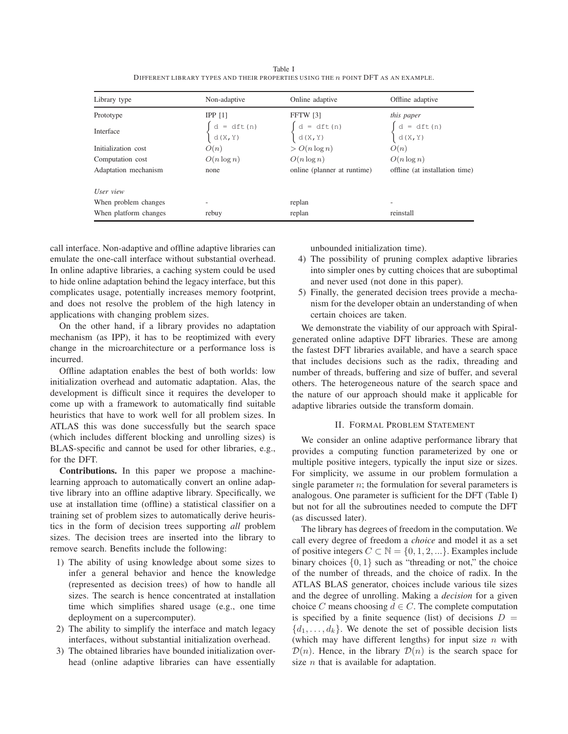Table I
DIFFERENT LIBRARY TYPES AND THEIR PROPERTIES USING THE $n$ POINT DFT AS AN EXAMPLE.

| Library type | Non-adaptive | Online adaptive | Offline adaptive |
|---|---|---|---|
| Prototype | IPP [1] | FFTW [3] | *this paper* |
| Interface | $\begin{cases} \texttt{d = dft(n)} \\ \texttt{d(X,Y)} \end{cases}$ | $\begin{cases} \texttt{d = dft(n)} \\ \texttt{d(X,Y)} \end{cases}$ | $\begin{cases} \texttt{d = dft(n)} \\ \texttt{d(X,Y)} \end{cases}$ |
| Initialization cost | $O(n)$ | $> O(n \log n)$ | $O(n)$ |
| Computation cost | $O(n \log n)$ | $O(n \log n)$ | $O(n \log n)$ |
| Adaptation mechanism | none | online (planner at runtime) | offline (at installation time) |
| *User view* | | | |
| When problem changes | - | replan | - |
| When platform changes | rebuy | replan | reinstall |

call interface. Non-adaptive and offline adaptive libraries can emulate the one-call interface without substantial overhead. In online adaptive libraries, a caching system could be used to hide online adaptation behind the legacy interface, but this complicates usage, potentially increases memory footprint, and does not resolve the problem of the high latency in applications with changing problem sizes.

On the other hand, if a library provides no adaptation mechanism (as IPP), it has to be reoptimized with every change in the microarchitecture or a performance loss is incurred.

Offline adaptation enables the best of both worlds: low initialization overhead and automatic adaptation. Alas, the development is difficult since it requires the developer to come up with a framework to automatically find suitable heuristics that have to work well for all problem sizes. In ATLAS this was done successfully but the search space (which includes different blocking and unrolling sizes) is BLAS-specific and cannot be used for other libraries, e.g., for the DFT.

**Contributions.** In this paper we propose a machine-learning approach to automatically convert an online adaptive library into an offline adaptive library. Specifically, we use at installation time (offline) a statistical classifier on a training set of problem sizes to automatically derive heuristics in the form of decision trees supporting *all* problem sizes. The decision trees are inserted into the library to remove search. Benefits include the following:

1) The ability of using knowledge about some sizes to infer a general behavior and hence the knowledge (represented as decision trees) of how to handle all sizes. The search is hence concentrated at installation time which simplifies shared usage (e.g., one time deployment on a supercomputer).
2) The ability to simplify the interface and match legacy interfaces, without substantial initialization overhead.
3) The obtained libraries have bounded initialization overhead (online adaptive libraries can have essentially unbounded initialization time).
4) The possibility of pruning complex adaptive libraries into simpler ones by cutting choices that are suboptimal and never used (not done in this paper).
5) Finally, the generated decision trees provide a mechanism for the developer obtain an understanding of when certain choices are taken.

We demonstrate the viability of our approach with Spiral-generated online adaptive DFT libraries. These are among the fastest DFT libraries available, and have a search space that includes decisions such as the radix, threading and number of threads, buffering and size of buffer, and several others. The heterogeneous nature of the search space and the nature of our approach should make it applicable for adaptive libraries outside the transform domain.

## II. FORMAL PROBLEM STATEMENT

We consider an online adaptive performance library that provides a computing function parameterized by one or multiple positive integers, typically the input size or sizes. For simplicity, we assume in our problem formulation a single parameter $n$; the formulation for several parameters is analogous. One parameter is sufficient for the DFT (Table I) but not for all the subroutines needed to compute the DFT (as discussed later).

The library has degrees of freedom in the computation. We call every degree of freedom a *choice* and model it as a set of positive integers $C \subset \mathbb{N} = \{0, 1, 2, ...\}$. Examples include binary choices $\{0, 1\}$ such as "threading or not," the choice of the number of threads, and the choice of radix. In the ATLAS BLAS generator, choices include various tile sizes and the degree of unrolling. Making a *decision* for a given choice $C$ means choosing $d \in C$. The complete computation is specified by a finite sequence (list) of decisions $D = \{d_1, \dots, d_k\}$. We denote the set of possible decision lists (which may have different lengths) for input size $n$ with $\mathcal{D}(n)$. Hence, in the library $\mathcal{D}(n)$ is the search space for size $n$ that is available for adaptation.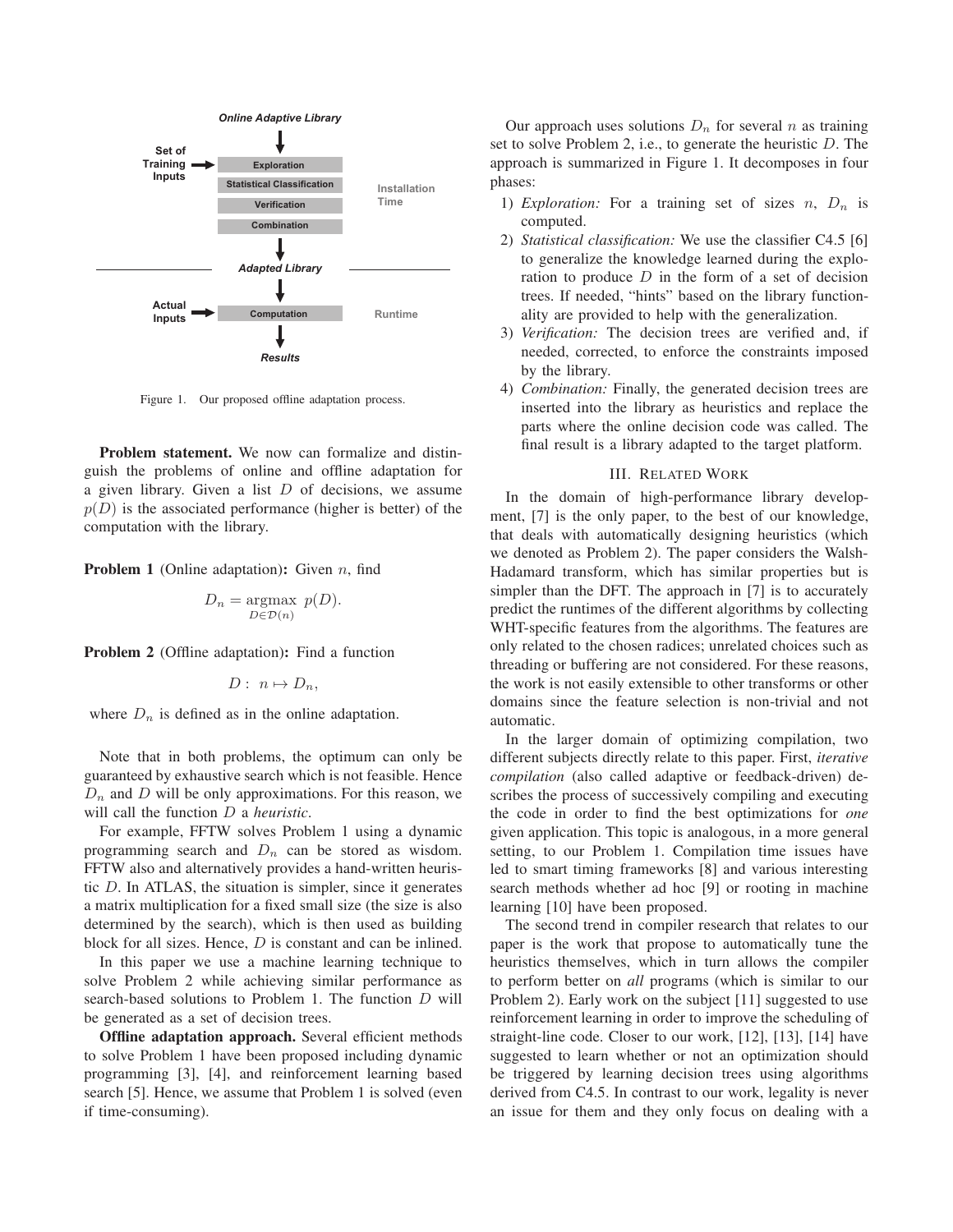Figure 1. Our proposed offline adaptation process.

**Problem statement.** We now can formalize and distinguish the problems of online and offline adaptation for a given library. Given a list $D$ of decisions, we assume $p(D)$ is the associated performance (higher is better) of the computation with the library.

**Problem 1** (Online adaptation)**:** Given $n$, find

$$D_n = \underset{D \in \mathcal{D}(n)}{\text{argmax}}\ p(D).$$

**Problem 2** (Offline adaptation)**:** Find a function

$$D:\ n \mapsto D_n,$$

where $D_n$ is defined as in the online adaptation.

Note that in both problems, the optimum can only be guaranteed by exhaustive search which is not feasible. Hence $D_n$ and $D$ will be only approximations. For this reason, we will call the function $D$ a *heuristic*.

For example, FFTW solves Problem 1 using a dynamic programming search and $D_n$ can be stored as wisdom. FFTW also and alternatively provides a hand-written heuristic $D$. In ATLAS, the situation is simpler, since it generates a matrix multiplication for a fixed small size (the size is also determined by the search), which is then used as building block for all sizes. Hence, $D$ is constant and can be inlined.

In this paper we use a machine learning technique to solve Problem 2 while achieving similar performance as search-based solutions to Problem 1. The function $D$ will be generated as a set of decision trees.

**Offline adaptation approach.** Several efficient methods to solve Problem 1 have been proposed including dynamic programming [3], [4], and reinforcement learning based search [5]. Hence, we assume that Problem 1 is solved (even if time-consuming).

Our approach uses solutions $D_n$ for several $n$ as training set to solve Problem 2, i.e., to generate the heuristic $D$. The approach is summarized in Figure 1. It decomposes in four phases:

1) *Exploration:* For a training set of sizes $n$, $D_n$ is computed.
2) *Statistical classification:* We use the classifier C4.5 [6] to generalize the knowledge learned during the exploration to produce $D$ in the form of a set of decision trees. If needed, "hints" based on the library functionality are provided to help with the generalization.
3) *Verification:* The decision trees are verified and, if needed, corrected, to enforce the constraints imposed by the library.
4) *Combination:* Finally, the generated decision trees are inserted into the library as heuristics and replace the parts where the online decision code was called. The final result is a library adapted to the target platform.

## III. Related Work

In the domain of high-performance library development, [7] is the only paper, to the best of our knowledge, that deals with automatically designing heuristics (which we denoted as Problem 2). The paper considers the Walsh-Hadamard transform, which has similar properties but is simpler than the DFT. The approach in [7] is to accurately predict the runtimes of the different algorithms by collecting WHT-specific features from the algorithms. The features are only related to the chosen radices; unrelated choices such as threading or buffering are not considered. For these reasons, the work is not easily extensible to other transforms or other domains since the feature selection is non-trivial and not automatic.

In the larger domain of optimizing compilation, two different subjects directly relate to this paper. First, *iterative compilation* (also called adaptive or feedback-driven) describes the process of successively compiling and executing the code in order to find the best optimizations for *one* given application. This topic is analogous, in a more general setting, to our Problem 1. Compilation time issues have led to smart timing frameworks [8] and various interesting search methods whether ad hoc [9] or rooting in machine learning [10] have been proposed.

The second trend in compiler research that relates to our paper is the work that propose to automatically tune the heuristics themselves, which in turn allows the compiler to perform better on *all* programs (which is similar to our Problem 2). Early work on the subject [11] suggested to use reinforcement learning in order to improve the scheduling of straight-line code. Closer to our work, [12], [13], [14] have suggested to learn whether or not an optimization should be triggered by learning decision trees using algorithms derived from C4.5. In contrast to our work, legality is never an issue for them and they only focus on dealing with a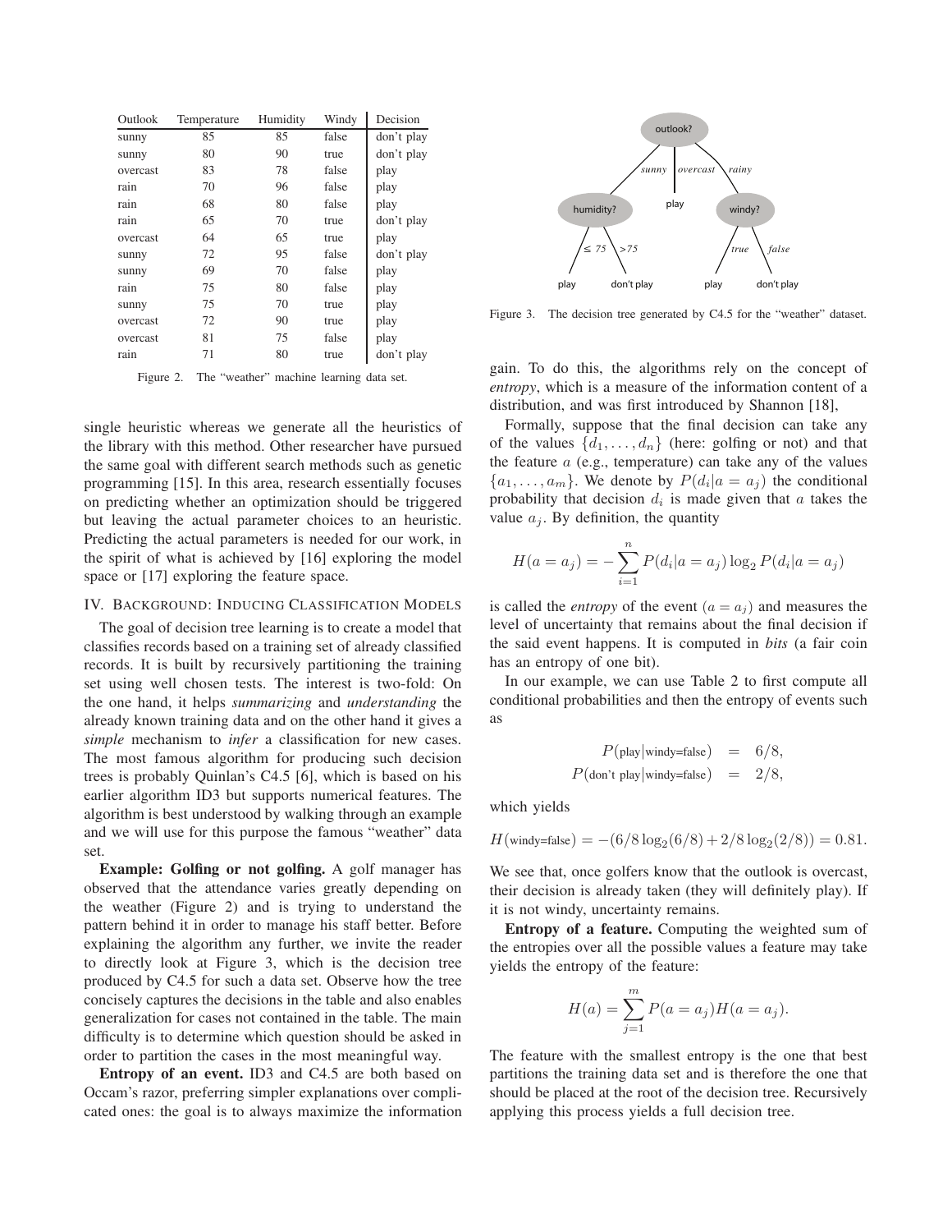| Outlook | Temperature | Humidity | Windy | Decision |
|---|---|---|---|---|
| sunny | 85 | 85 | false | don't play |
| sunny | 80 | 90 | true | don't play |
| overcast | 83 | 78 | false | play |
| rain | 70 | 96 | false | play |
| rain | 68 | 80 | false | play |
| rain | 65 | 70 | true | don't play |
| overcast | 64 | 65 | true | play |
| sunny | 72 | 95 | false | don't play |
| sunny | 69 | 70 | false | play |
| rain | 75 | 80 | false | play |
| sunny | 75 | 70 | true | play |
| overcast | 72 | 90 | true | play |
| overcast | 81 | 75 | false | play |
| rain | 71 | 80 | true | don't play |

Figure 2. The "weather" machine learning data set.

single heuristic whereas we generate all the heuristics of the library with this method. Other researcher have pursued the same goal with different search methods such as genetic programming [15]. In this area, research essentially focuses on predicting whether an optimization should be triggered but leaving the actual parameter choices to an heuristic. Predicting the actual parameters is needed for our work, in the spirit of what is achieved by [16] exploring the model space or [17] exploring the feature space.

## IV. Background: Inducing Classification Models

The goal of decision tree learning is to create a model that classifies records based on a training set of already classified records. It is built by recursively partitioning the training set using well chosen tests. The interest is two-fold: On the one hand, it helps *summarizing* and *understanding* the already known training data and on the other hand it gives a *simple* mechanism to *infer* a classification for new cases. The most famous algorithm for producing such decision trees is probably Quinlan's C4.5 [6], which is based on his earlier algorithm ID3 but supports numerical features. The algorithm is best understood by walking through an example and we will use for this purpose the famous "weather" data set.

**Example: Golfing or not golfing.** A golf manager has observed that the attendance varies greatly depending on the weather (Figure 2) and is trying to understand the pattern behind it in order to manage his staff better. Before explaining the algorithm any further, we invite the reader to directly look at Figure 3, which is the decision tree produced by C4.5 for such a data set. Observe how the tree concisely captures the decisions in the table and also enables generalization for cases not contained in the table. The main difficulty is to determine which question should be asked in order to partition the cases in the most meaningful way.

**Entropy of an event.** ID3 and C4.5 are both based on Occam's razor, preferring simpler explanations over complicated ones: the goal is to always maximize the information

Figure 3. The decision tree generated by C4.5 for the "weather" dataset.

gain. To do this, the algorithms rely on the concept of *entropy*, which is a measure of the information content of a distribution, and was first introduced by Shannon [18],

Formally, suppose that the final decision can take any of the values $\{d_1, \ldots, d_n\}$ (here: golfing or not) and that the feature $a$ (e.g., temperature) can take any of the values $\{a_1, \ldots, a_m\}$. We denote by $P(d_i|a = a_j)$ the conditional probability that decision $d_i$ is made given that $a$ takes the value $a_j$. By definition, the quantity

$$H(a = a_j) = -\sum_{i=1}^{n} P(d_i|a = a_j) \log_2 P(d_i|a = a_j)$$

is called the *entropy* of the event $(a = a_j)$ and measures the level of uncertainty that remains about the final decision if the said event happens. It is computed in *bits* (a fair coin has an entropy of one bit).

In our example, we can use Table 2 to first compute all conditional probabilities and then the entropy of events such as

$$P(\text{play}|\text{windy=false}) = 6/8,$$
$$P(\text{don't play}|\text{windy=false}) = 2/8,$$

which yields

$$H(\text{windy=false}) = -(6/8 \log_2(6/8) + 2/8 \log_2(2/8)) = 0.81.$$

We see that, once golfers know that the outlook is overcast, their decision is already taken (they will definitely play). If it is not windy, uncertainty remains.

**Entropy of a feature.** Computing the weighted sum of the entropies over all the possible values a feature may take yields the entropy of the feature:

$$H(a) = \sum_{j=1}^{m} P(a = a_j) H(a = a_j).$$

The feature with the smallest entropy is the one that best partitions the training data set and is therefore the one that should be placed at the root of the decision tree. Recursively applying this process yields a full decision tree.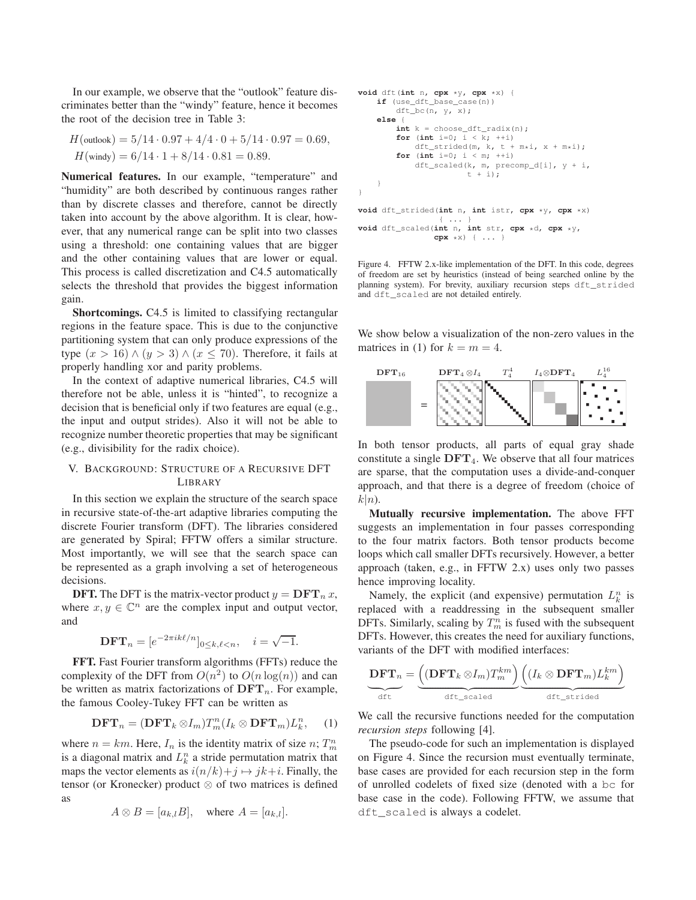In our example, we observe that the "outlook" feature discriminates better than the "windy" feature, hence it becomes the root of the decision tree in Table 3:

$$H(\text{outlook}) = 5/14 \cdot 0.97 + 4/4 \cdot 0 + 5/14 \cdot 0.97 = 0.69,$$
$$H(\text{windy}) = 6/14 \cdot 1 + 8/14 \cdot 0.81 = 0.89.$$

**Numerical features.** In our example, "temperature" and "humidity" are both described by continuous ranges rather than by discrete classes and therefore, cannot be directly taken into account by the above algorithm. It is clear, however, that any numerical range can be split into two classes using a threshold: one containing values that are bigger and the other containing values that are lower or equal. This process is called discretization and C4.5 automatically selects the threshold that provides the biggest information gain.

**Shortcomings.** C4.5 is limited to classifying rectangular regions in the feature space. This is due to the conjunctive partitioning system that can only produce expressions of the type $(x > 16) \wedge (y > 3) \wedge (x \leq 70)$. Therefore, it fails at properly handling xor and parity problems.

In the context of adaptive numerical libraries, C4.5 will therefore not be able, unless it is "hinted", to recognize a decision that is beneficial only if two features are equal (e.g., the input and output strides). Also it will not be able to recognize number theoretic properties that may be significant (e.g., divisibility for the radix choice).

## V. Background: Structure of a Recursive DFT Library

In this section we explain the structure of the search space in recursive state-of-the-art adaptive libraries computing the discrete Fourier transform (DFT). The libraries considered are generated by Spiral; FFTW offers a similar structure. Most importantly, we will see that the search space can be represented as a graph involving a set of heterogeneous decisions.

**DFT.** The DFT is the matrix-vector product $y = \mathbf{DFT}_n\, x$, where $x, y \in \mathbb{C}^n$ are the complex input and output vector, and

$$\mathbf{DFT}_n = [e^{-2\pi i k\ell/n}]_{0\leq k,\ell<n}, \quad i = \sqrt{-1}.$$

**FFT.** Fast Fourier transform algorithms (FFTs) reduce the complexity of the DFT from $O(n^2)$ to $O(n\log(n))$ and can be written as matrix factorizations of $\mathbf{DFT}_n$. For example, the famous Cooley-Tukey FFT can be written as

$$\mathbf{DFT}_n = (\mathbf{DFT}_k \otimes I_m) T^n_m (I_k \otimes \mathbf{DFT}_m) L^n_k, \qquad (1)$$

where $n = km$. Here, $I_n$ is the identity matrix of size $n$; $T^n_m$ is a diagonal matrix and $L^n_k$ a stride permutation matrix that maps the vector elements as $i(n/k)+j \mapsto jk+i$. Finally, the tensor (or Kronecker) product $\otimes$ of two matrices is defined as

$$A \otimes B = [a_{k,l}B], \quad \text{where } A = [a_{k,l}].$$

```
void dft(int n, cpx *y, cpx *x) {
    if (use_dft_base_case(n))
        dft_bc(n, y, x);
    else {
        int k = choose_dft_radix(n);
        for (int i=0; i < k; ++i)
            dft_strided(m, k, t + m*i, x + m*i);
        for (int i=0; i < m; ++i)
            dft_scaled(k, m, precomp_d[i], y + i,
                       t + i);
    }
}

void dft_strided(int n, int istr, cpx *y, cpx *x)
               { ... }
void dft_scaled(int n, int str, cpx *d, cpx *y,
               cpx *x) { ... }
```

Figure 4. FFTW 2.x-like implementation of the DFT. In this code, degrees of freedom are set by heuristics (instead of being searched online by the planning system). For brevity, auxiliary recursion steps `dft_strided` and `dft_scaled` are not detailed entirely.

We show below a visualization of the non-zero values in the matrices in (1) for $k = m = 4$.

$\mathbf{DFT}_{16}$ = $\mathbf{DFT}_4 \otimes I_4$ $T^4_4$ $I_4 \otimes \mathbf{DFT}_4$ $L^{16}_4$

In both tensor products, all parts of equal gray shade constitute a single $\mathbf{DFT}_4$. We observe that all four matrices are sparse, that the computation uses a divide-and-conquer approach, and that there is a degree of freedom (choice of $k|n$).

**Mutually recursive implementation.** The above FFT suggests an implementation in four passes corresponding to the four matrix factors. Both tensor products become loops which call smaller DFTs recursively. However, a better approach (taken, e.g., in FFTW 2.x) uses only two passes hence improving locality.

Namely, the explicit (and expensive) permutation $L^n_k$ is replaced with a readdressing in the subsequent smaller DFTs. Similarly, scaling by $T^n_m$ is fused with the subsequent DFTs. However, this creates the need for auxiliary functions, variants of the DFT with modified interfaces:

$$\underbrace{\mathbf{DFT}_n}_{\texttt{dft}} = \underbrace{\Big((\mathbf{DFT}_k \otimes I_m) T^{km}_m\Big)}_{\texttt{dft\_scaled}} \underbrace{\Big((I_k \otimes \mathbf{DFT}_m) L^{km}_k\Big)}_{\texttt{dft\_strided}}$$

We call the recursive functions needed for the computation *recursion steps* following [4].

The pseudo-code for such an implementation is displayed on Figure 4. Since the recursion must eventually terminate, base cases are provided for each recursion step in the form of unrolled codelets of fixed size (denoted with a `bc` for base case in the code). Following FFTW, we assume that `dft_scaled` is always a codelet.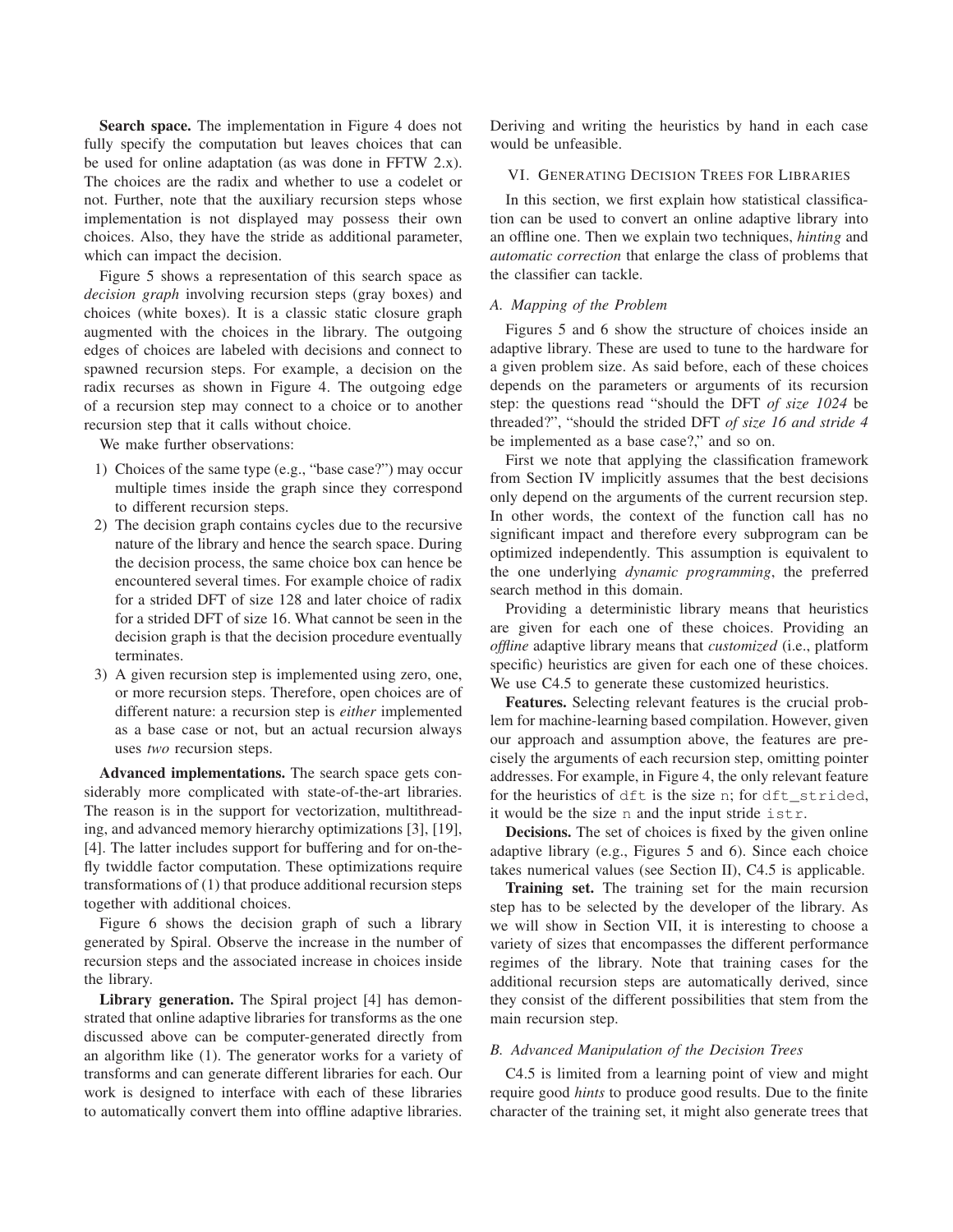**Search space.** The implementation in Figure 4 does not fully specify the computation but leaves choices that can be used for online adaptation (as was done in FFTW 2.x). The choices are the radix and whether to use a codelet or not. Further, note that the auxiliary recursion steps whose implementation is not displayed may possess their own choices. Also, they have the stride as additional parameter, which can impact the decision.

Figure 5 shows a representation of this search space as *decision graph* involving recursion steps (gray boxes) and choices (white boxes). It is a classic static closure graph augmented with the choices in the library. The outgoing edges of choices are labeled with decisions and connect to spawned recursion steps. For example, a decision on the radix recurses as shown in Figure 4. The outgoing edge of a recursion step may connect to a choice or to another recursion step that it calls without choice.

We make further observations:

1) Choices of the same type (e.g., "base case?") may occur multiple times inside the graph since they correspond to different recursion steps.
2) The decision graph contains cycles due to the recursive nature of the library and hence the search space. During the decision process, the same choice box can hence be encountered several times. For example choice of radix for a strided DFT of size 128 and later choice of radix for a strided DFT of size 16. What cannot be seen in the decision graph is that the decision procedure eventually terminates.
3) A given recursion step is implemented using zero, one, or more recursion steps. Therefore, open choices are of different nature: a recursion step is *either* implemented as a base case or not, but an actual recursion always uses *two* recursion steps.

**Advanced implementations.** The search space gets considerably more complicated with state-of-the-art libraries. The reason is in the support for vectorization, multithreading, and advanced memory hierarchy optimizations [3], [19], [4]. The latter includes support for buffering and for on-the-fly twiddle factor computation. These optimizations require transformations of (1) that produce additional recursion steps together with additional choices.

Figure 6 shows the decision graph of such a library generated by Spiral. Observe the increase in the number of recursion steps and the associated increase in choices inside the library.

**Library generation.** The Spiral project [4] has demonstrated that online adaptive libraries for transforms as the one discussed above can be computer-generated directly from an algorithm like (1). The generator works for a variety of transforms and can generate different libraries for each. Our work is designed to interface with each of these libraries to automatically convert them into offline adaptive libraries. Deriving and writing the heuristics by hand in each case would be unfeasible.

## VI. Generating Decision Trees for Libraries

In this section, we first explain how statistical classification can be used to convert an online adaptive library into an offline one. Then we explain two techniques, *hinting* and *automatic correction* that enlarge the class of problems that the classifier can tackle.

### A. Mapping of the Problem

Figures 5 and 6 show the structure of choices inside an adaptive library. These are used to tune to the hardware for a given problem size. As said before, each of these choices depends on the parameters or arguments of its recursion step: the questions read "should the DFT *of size 1024* be threaded?", "should the strided DFT *of size 16 and stride 4* be implemented as a base case?," and so on.

First we note that applying the classification framework from Section IV implicitly assumes that the best decisions only depend on the arguments of the current recursion step. In other words, the context of the function call has no significant impact and therefore every subprogram can be optimized independently. This assumption is equivalent to the one underlying *dynamic programming*, the preferred search method in this domain.

Providing a deterministic library means that heuristics are given for each one of these choices. Providing an *offline* adaptive library means that *customized* (i.e., platform specific) heuristics are given for each one of these choices. We use C4.5 to generate these customized heuristics.

**Features.** Selecting relevant features is the crucial problem for machine-learning based compilation. However, given our approach and assumption above, the features are precisely the arguments of each recursion step, omitting pointer addresses. For example, in Figure 4, the only relevant feature for the heuristics of `dft` is the size `n`; for `dft_strided`, it would be the size `n` and the input stride `istr`.

**Decisions.** The set of choices is fixed by the given online adaptive library (e.g., Figures 5 and 6). Since each choice takes numerical values (see Section II), C4.5 is applicable.

**Training set.** The training set for the main recursion step has to be selected by the developer of the library. As we will show in Section VII, it is interesting to choose a variety of sizes that encompasses the different performance regimes of the library. Note that training cases for the additional recursion steps are automatically derived, since they consist of the different possibilities that stem from the main recursion step.

### B. Advanced Manipulation of the Decision Trees

C4.5 is limited from a learning point of view and might require good *hints* to produce good results. Due to the finite character of the training set, it might also generate trees that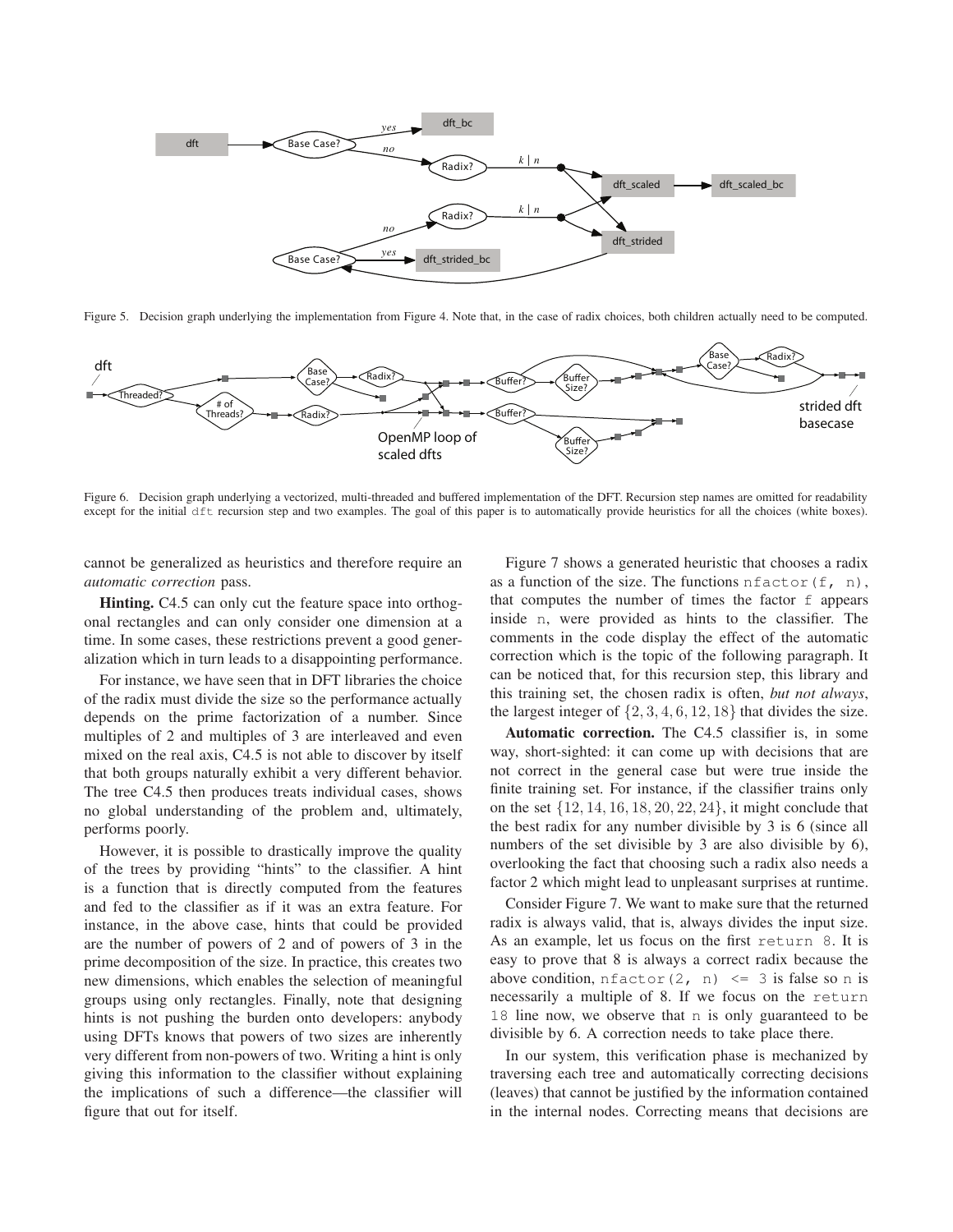Figure 5. Decision graph underlying the implementation from Figure 4. Note that, in the case of radix choices, both children actually need to be computed.

Figure 6. Decision graph underlying a vectorized, multi-threaded and buffered implementation of the DFT. Recursion step names are omitted for readability except for the initial `dft` recursion step and two examples. The goal of this paper is to automatically provide heuristics for all the choices (white boxes).

cannot be generalized as heuristics and therefore require an *automatic correction* pass.

**Hinting.** C4.5 can only cut the feature space into orthogonal rectangles and can only consider one dimension at a time. In some cases, these restrictions prevent a good generalization which in turn leads to a disappointing performance.

For instance, we have seen that in DFT libraries the choice of the radix must divide the size so the performance actually depends on the prime factorization of a number. Since multiples of 2 and multiples of 3 are interleaved and even mixed on the real axis, C4.5 is not able to discover by itself that both groups naturally exhibit a very different behavior. The tree C4.5 then produces treats individual cases, shows no global understanding of the problem and, ultimately, performs poorly.

However, it is possible to drastically improve the quality of the trees by providing "hints" to the classifier. A hint is a function that is directly computed from the features and fed to the classifier as if it was an extra feature. For instance, in the above case, hints that could be provided are the number of powers of 2 and of powers of 3 in the prime decomposition of the size. In practice, this creates two new dimensions, which enables the selection of meaningful groups using only rectangles. Finally, note that designing hints is not pushing the burden onto developers: anybody using DFTs knows that powers of two sizes are inherently very different from non-powers of two. Writing a hint is only giving this information to the classifier without explaining the implications of such a difference—the classifier will figure that out for itself.

Figure 7 shows a generated heuristic that chooses a radix as a function of the size. The functions `nfactor(f, n)`, that computes the number of times the factor `f` appears inside `n`, were provided as hints to the classifier. The comments in the code display the effect of the automatic correction which is the topic of the following paragraph. It can be noticed that, for this recursion step, this library and this training set, the chosen radix is often, *but not always*, the largest integer of $\{2, 3, 4, 6, 12, 18\}$ that divides the size.

**Automatic correction.** The C4.5 classifier is, in some way, short-sighted: it can come up with decisions that are not correct in the general case but were true inside the finite training set. For instance, if the classifier trains only on the set $\{12, 14, 16, 18, 20, 22, 24\}$, it might conclude that the best radix for any number divisible by 3 is 6 (since all numbers of the set divisible by 3 are also divisible by 6), overlooking the fact that choosing such a radix also needs a factor 2 which might lead to unpleasant surprises at runtime.

Consider Figure 7. We want to make sure that the returned radix is always valid, that is, always divides the input size. As an example, let us focus on the first `return 8`. It is easy to prove that 8 is always a correct radix because the above condition, `nfactor(2, n) <= 3` is false so `n` is necessarily a multiple of 8. If we focus on the `return 18` line now, we observe that `n` is only guaranteed to be divisible by 6. A correction needs to take place there.

In our system, this verification phase is mechanized by traversing each tree and automatically correcting decisions (leaves) that cannot be justified by the information contained in the internal nodes. Correcting means that decisions are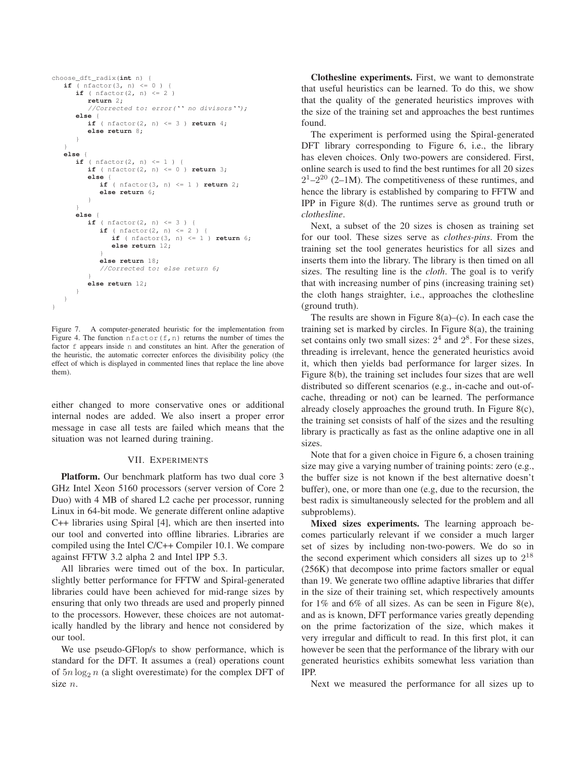```
choose_dft_radix(int n) {
   if ( nfactor(3, n) <= 0 ) {
      if ( nfactor(2, n) <= 2 )
         return 2;
         //Corrected to: error('' no divisors'');
      else {
         if ( nfactor(2, n) <= 3 ) return 4;
         else return 8;
      }
   }
   else {
      if ( nfactor(2, n) <= 1 ) {
         if ( nfactor(2, n) <= 0 ) return 3;
         else {
            if ( nfactor(3, n) <= 1 ) return 2;
            else return 6;
         }
      }
      else {
         if ( nfactor(2, n) <= 3 ) {
            if ( nfactor(2, n) <= 2 ) {
               if ( nfactor(3, n) <= 1 ) return 6;
               else return 12;
            }
            else return 18;
            //Corrected to: else return 6;
         }
         else return 12;
      }
   }
}
```

Figure 7. A computer-generated heuristic for the implementation from Figure 4. The function nfactor(f,n) returns the number of times the factor f appears inside n and constitutes an hint. After the generation of the heuristic, the automatic correcter enforces the divisibility policy (the effect of which is displayed in commented lines that replace the line above them).

either changed to more conservative ones or additional internal nodes are added. We also insert a proper error message in case all tests are failed which means that the situation was not learned during training.

## VII. Experiments

**Platform.** Our benchmark platform has two dual core 3 GHz Intel Xeon 5160 processors (server version of Core 2 Duo) with 4 MB of shared L2 cache per processor, running Linux in 64-bit mode. We generate different online adaptive C++ libraries using Spiral [4], which are then inserted into our tool and converted into offline libraries. Libraries are compiled using the Intel C/C++ Compiler 10.1. We compare against FFTW 3.2 alpha 2 and Intel IPP 5.3.

All libraries were timed out of the box. In particular, slightly better performance for FFTW and Spiral-generated libraries could have been achieved for mid-range sizes by ensuring that only two threads are used and properly pinned to the processors. However, these choices are not automatically handled by the library and hence not considered by our tool.

We use pseudo-GFlop/s to show performance, which is standard for the DFT. It assumes a (real) operations count of $5n \log_2 n$ (a slight overestimate) for the complex DFT of size $n$.

**Clothesline experiments.** First, we want to demonstrate that useful heuristics can be learned. To do this, we show that the quality of the generated heuristics improves with the size of the training set and approaches the best runtimes found.

The experiment is performed using the Spiral-generated DFT library corresponding to Figure 6, i.e., the library has eleven choices. Only two-powers are considered. First, online search is used to find the best runtimes for all 20 sizes $2^1$–$2^{20}$ (2–1M). The competitiveness of these runtimes, and hence the library is established by comparing to FFTW and IPP in Figure 8(d). The runtimes serve as ground truth or *clothesline*.

Next, a subset of the 20 sizes is chosen as training set for our tool. These sizes serve as *clothes-pins*. From the training set the tool generates heuristics for all sizes and inserts them into the library. The library is then timed on all sizes. The resulting line is the *cloth*. The goal is to verify that with increasing number of pins (increasing training set) the cloth hangs straighter, i.e., approaches the clothesline (ground truth).

The results are shown in Figure 8(a)–(c). In each case the training set is marked by circles. In Figure 8(a), the training set contains only two small sizes: $2^4$ and $2^8$. For these sizes, threading is irrelevant, hence the generated heuristics avoid it, which then yields bad performance for larger sizes. In Figure 8(b), the training set includes four sizes that are well distributed so different scenarios (e.g., in-cache and out-of-cache, threading or not) can be learned. The performance already closely approaches the ground truth. In Figure 8(c), the training set consists of half of the sizes and the resulting library is practically as fast as the online adaptive one in all sizes.

Note that for a given choice in Figure 6, a chosen training size may give a varying number of training points: zero (e.g., the buffer size is not known if the best alternative doesn't buffer), one, or more than one (e.g, due to the recursion, the best radix is simultaneously selected for the problem and all subproblems).

**Mixed sizes experiments.** The learning approach becomes particularly relevant if we consider a much larger set of sizes by including non-two-powers. We do so in the second experiment which considers all sizes up to $2^{18}$ (256K) that decompose into prime factors smaller or equal than 19. We generate two offline adaptive libraries that differ in the size of their training set, which respectively amounts for 1% and 6% of all sizes. As can be seen in Figure 8(e), and as is known, DFT performance varies greatly depending on the prime factorization of the size, which makes it very irregular and difficult to read. In this first plot, it can however be seen that the performance of the library with our generated heuristics exhibits somewhat less variation than IPP.

Next we measured the performance for all sizes up to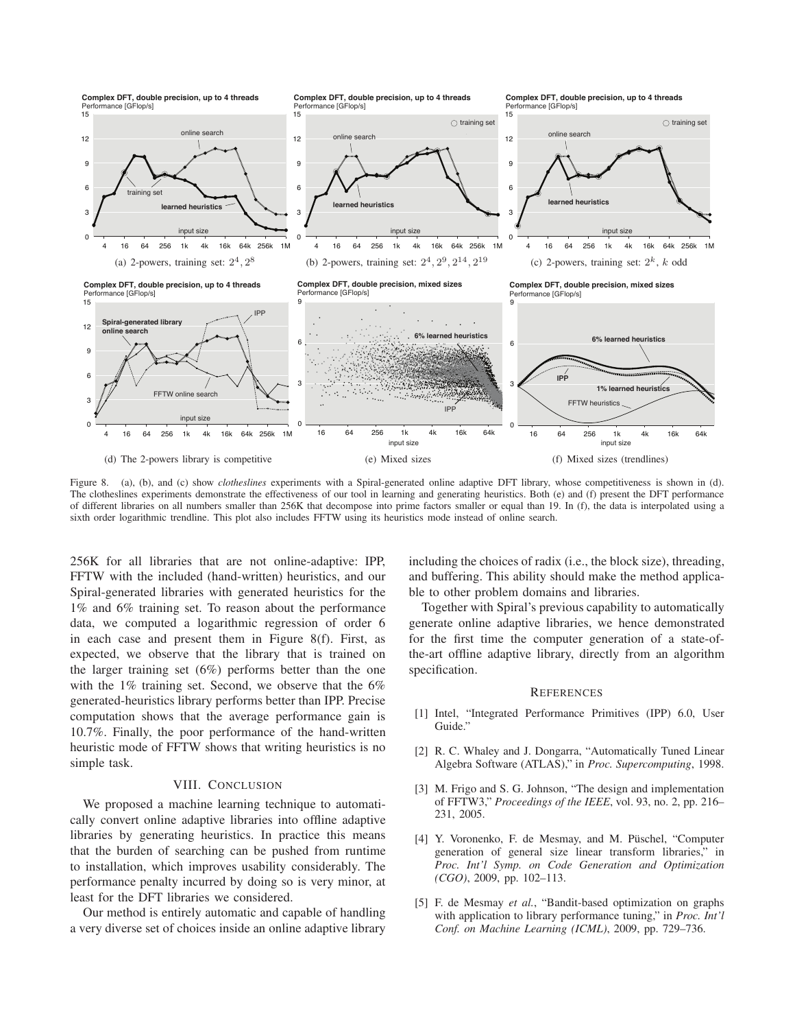Figure 8. (a), (b), and (c) show *clotheslines* experiments with a Spiral-generated online adaptive DFT library, whose competitiveness is shown in (d). The clotheslines experiments demonstrate the effectiveness of our tool in learning and generating heuristics. Both (e) and (f) present the DFT performance of different libraries on all numbers smaller than 256K that decompose into prime factors smaller or equal than 19. In (f), the data is interpolated using a sixth order logarithmic trendline. This plot also includes FFTW using its heuristics mode instead of online search.

256K for all libraries that are not online-adaptive: IPP, FFTW with the included (hand-written) heuristics, and our Spiral-generated libraries with generated heuristics for the 1% and 6% training set. To reason about the performance data, we computed a logarithmic regression of order 6 in each case and present them in Figure 8(f). First, as expected, we observe that the library that is trained on the larger training set (6%) performs better than the one with the 1% training set. Second, we observe that the 6% generated-heuristics library performs better than IPP. Precise computation shows that the average performance gain is 10.7%. Finally, the poor performance of the hand-written heuristic mode of FFTW shows that writing heuristics is no simple task.

## VIII. Conclusion

We proposed a machine learning technique to automatically convert online adaptive libraries into offline adaptive libraries by generating heuristics. In practice this means that the burden of searching can be pushed from runtime to installation, which improves usability considerably. The performance penalty incurred by doing so is very minor, at least for the DFT libraries we considered.

Our method is entirely automatic and capable of handling a very diverse set of choices inside an online adaptive library including the choices of radix (i.e., the block size), threading, and buffering. This ability should make the method applicable to other problem domains and libraries.

Together with Spiral's previous capability to automatically generate online adaptive libraries, we hence demonstrated for the first time the computer generation of a state-of-the-art offline adaptive library, directly from an algorithm specification.

## References

[1] Intel, "Integrated Performance Primitives (IPP) 6.0, User Guide."

[2] R. C. Whaley and J. Dongarra, "Automatically Tuned Linear Algebra Software (ATLAS)," in *Proc. Supercomputing*, 1998.

[3] M. Frigo and S. G. Johnson, "The design and implementation of FFTW3," *Proceedings of the IEEE*, vol. 93, no. 2, pp. 216–231, 2005.

[4] Y. Voronenko, F. de Mesmay, and M. Püschel, "Computer generation of general size linear transform libraries," in *Proc. Int'l Symp. on Code Generation and Optimization (CGO)*, 2009, pp. 102–113.

[5] F. de Mesmay *et al.*, "Bandit-based optimization on graphs with application to library performance tuning," in *Proc. Int'l Conf. on Machine Learning (ICML)*, 2009, pp. 729–736.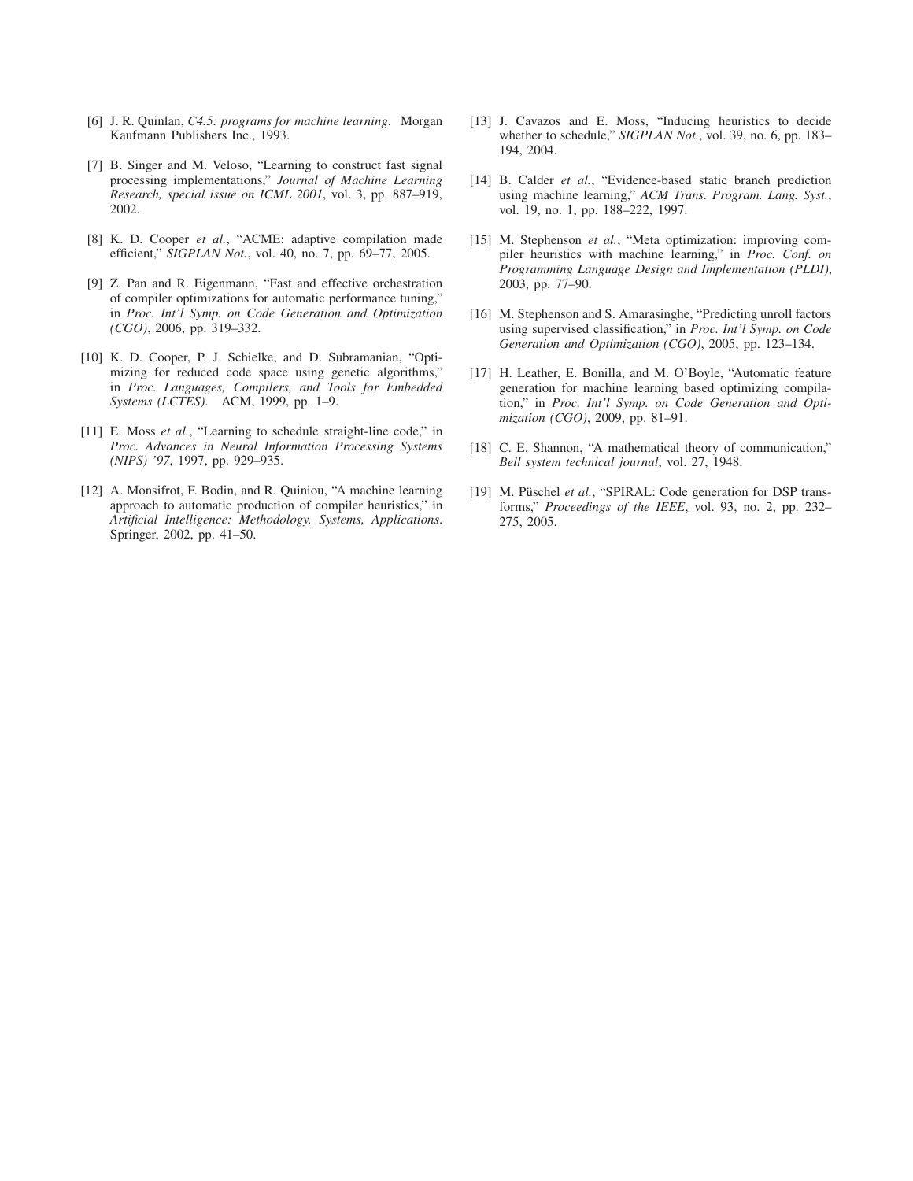[6] J. R. Quinlan, *C4.5: programs for machine learning*. Morgan Kaufmann Publishers Inc., 1993.

[7] B. Singer and M. Veloso, "Learning to construct fast signal processing implementations," *Journal of Machine Learning Research, special issue on ICML 2001*, vol. 3, pp. 887–919, 2002.

[8] K. D. Cooper *et al.*, "ACME: adaptive compilation made efficient," *SIGPLAN Not.*, vol. 40, no. 7, pp. 69–77, 2005.

[9] Z. Pan and R. Eigenmann, "Fast and effective orchestration of compiler optimizations for automatic performance tuning," in *Proc. Int'l Symp. on Code Generation and Optimization (CGO)*, 2006, pp. 319–332.

[10] K. D. Cooper, P. J. Schielke, and D. Subramanian, "Optimizing for reduced code space using genetic algorithms," in *Proc. Languages, Compilers, and Tools for Embedded Systems (LCTES)*. ACM, 1999, pp. 1–9.

[11] E. Moss *et al.*, "Learning to schedule straight-line code," in *Proc. Advances in Neural Information Processing Systems (NIPS) '97*, 1997, pp. 929–935.

[12] A. Monsifrot, F. Bodin, and R. Quiniou, "A machine learning approach to automatic production of compiler heuristics," in *Artificial Intelligence: Methodology, Systems, Applications*. Springer, 2002, pp. 41–50.

[13] J. Cavazos and E. Moss, "Inducing heuristics to decide whether to schedule," *SIGPLAN Not.*, vol. 39, no. 6, pp. 183–194, 2004.

[14] B. Calder *et al.*, "Evidence-based static branch prediction using machine learning," *ACM Trans. Program. Lang. Syst.*, vol. 19, no. 1, pp. 188–222, 1997.

[15] M. Stephenson *et al.*, "Meta optimization: improving compiler heuristics with machine learning," in *Proc. Conf. on Programming Language Design and Implementation (PLDI)*, 2003, pp. 77–90.

[16] M. Stephenson and S. Amarasinghe, "Predicting unroll factors using supervised classification," in *Proc. Int'l Symp. on Code Generation and Optimization (CGO)*, 2005, pp. 123–134.

[17] H. Leather, E. Bonilla, and M. O'Boyle, "Automatic feature generation for machine learning based optimizing compilation," in *Proc. Int'l Symp. on Code Generation and Optimization (CGO)*, 2009, pp. 81–91.

[18] C. E. Shannon, "A mathematical theory of communication," *Bell system technical journal*, vol. 27, 1948.

[19] M. Püschel *et al.*, "SPIRAL: Code generation for DSP transforms," *Proceedings of the IEEE*, vol. 93, no. 2, pp. 232–275, 2005.